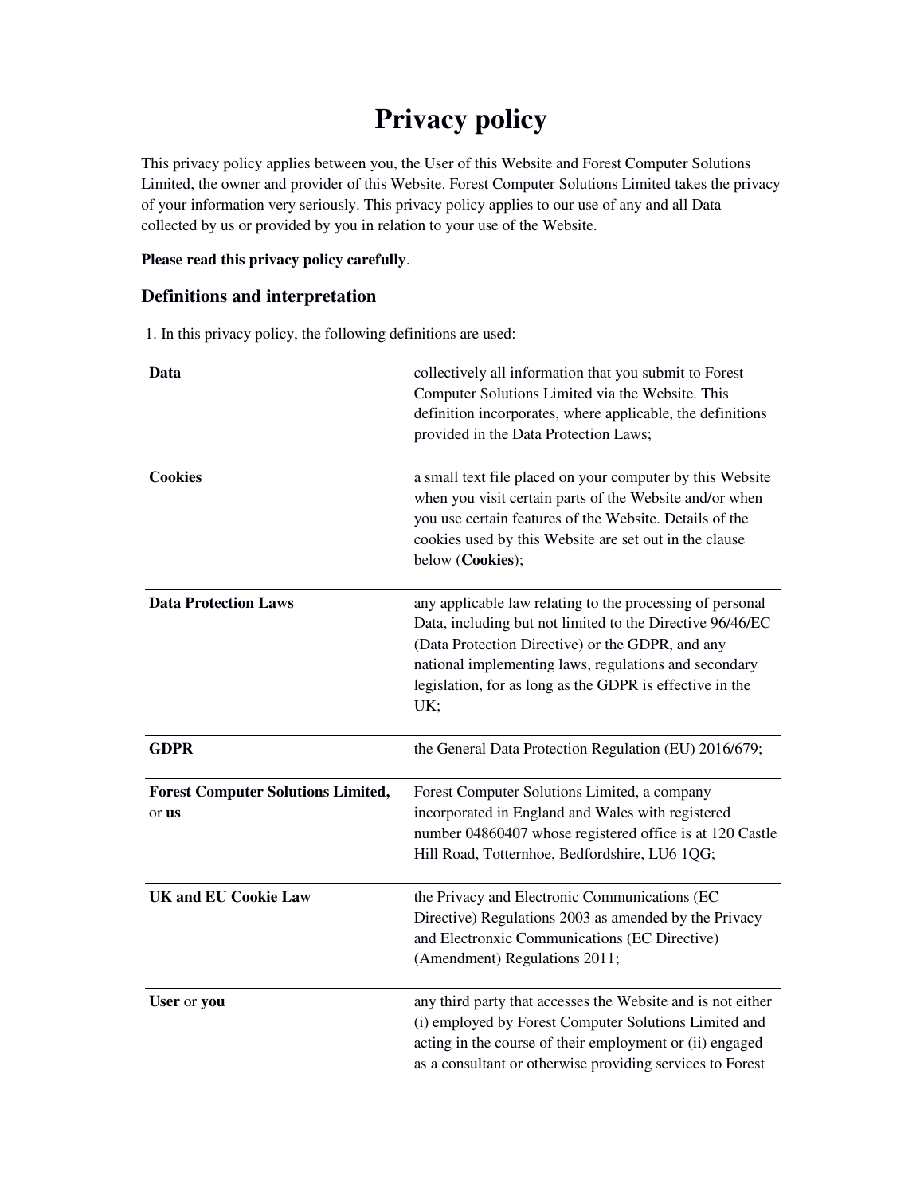# Privacy policy

This privacy policy applies between you, the User of this Website and Forest Computer Solutions Limited, the owner and provider of this Website. Forest Computer Solutions Limited takes the privacy of your information very seriously. This privacy policy applies to our use of any and all Data collected by us or provided by you in relation to your use of the Website.

**Please read this privacy policy carefully**.

## Definitions and interpretation

1. In this privacy policy, the following definitions are used:

| | |
|---|---|
| **Data** | collectively all information that you submit to Forest Computer Solutions Limited via the Website. This definition incorporates, where applicable, the definitions provided in the Data Protection Laws; |
| **Cookies** | a small text file placed on your computer by this Website when you visit certain parts of the Website and/or when you use certain features of the Website. Details of the cookies used by this Website are set out in the clause below (**Cookies**); |
| **Data Protection Laws** | any applicable law relating to the processing of personal Data, including but not limited to the Directive 96/46/EC (Data Protection Directive) or the GDPR, and any national implementing laws, regulations and secondary legislation, for as long as the GDPR is effective in the UK; |
| **GDPR** | the General Data Protection Regulation (EU) 2016/679; |
| **Forest Computer Solutions Limited,** or **us** | Forest Computer Solutions Limited, a company incorporated in England and Wales with registered number 04860407 whose registered office is at 120 Castle Hill Road, Totternhoe, Bedfordshire, LU6 1QG; |
| **UK and EU Cookie Law** | the Privacy and Electronic Communications (EC Directive) Regulations 2003 as amended by the Privacy and Electronxic Communications (EC Directive) (Amendment) Regulations 2011; |
| **User** or **you** | any third party that accesses the Website and is not either (i) employed by Forest Computer Solutions Limited and acting in the course of their employment or (ii) engaged as a consultant or otherwise providing services to Forest |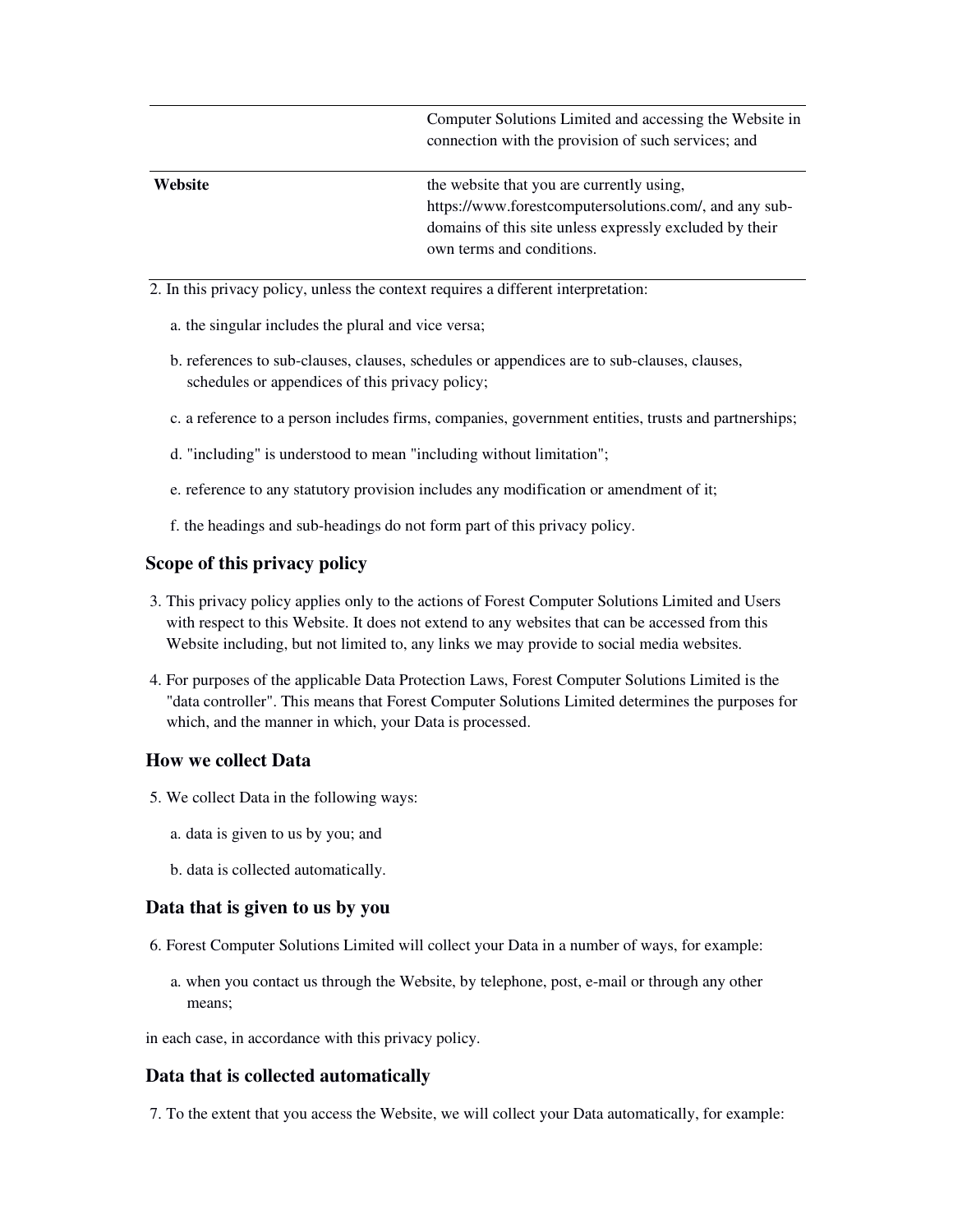| | |
|---|---|
| | Computer Solutions Limited and accessing the Website in connection with the provision of such services; and |
| **Website** | the website that you are currently using, https://www.forestcomputersolutions.com/, and any sub-domains of this site unless expressly excluded by their own terms and conditions. |

2. In this privacy policy, unless the context requires a different interpretation:

   a. the singular includes the plural and vice versa;

   b. references to sub-clauses, clauses, schedules or appendices are to sub-clauses, clauses, schedules or appendices of this privacy policy;

   c. a reference to a person includes firms, companies, government entities, trusts and partnerships;

   d. "including" is understood to mean "including without limitation";

   e. reference to any statutory provision includes any modification or amendment of it;

   f. the headings and sub-headings do not form part of this privacy policy.

### Scope of this privacy policy

3. This privacy policy applies only to the actions of Forest Computer Solutions Limited and Users with respect to this Website. It does not extend to any websites that can be accessed from this Website including, but not limited to, any links we may provide to social media websites.

4. For purposes of the applicable Data Protection Laws, Forest Computer Solutions Limited is the "data controller". This means that Forest Computer Solutions Limited determines the purposes for which, and the manner in which, your Data is processed.

### How we collect Data

5. We collect Data in the following ways:

   a. data is given to us by you; and

   b. data is collected automatically.

### Data that is given to us by you

6. Forest Computer Solutions Limited will collect your Data in a number of ways, for example:

   a. when you contact us through the Website, by telephone, post, e-mail or through any other means;

in each case, in accordance with this privacy policy.

### Data that is collected automatically

7. To the extent that you access the Website, we will collect your Data automatically, for example: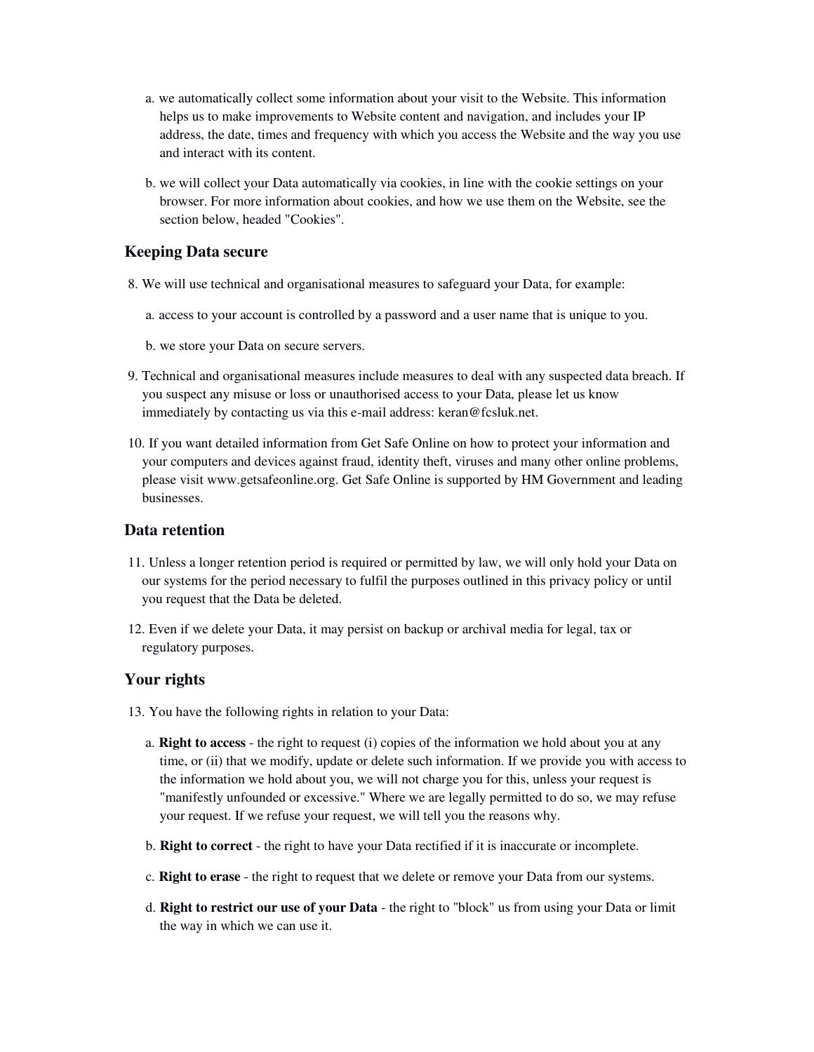a. we automatically collect some information about your visit to the Website. This information helps us to make improvements to Website content and navigation, and includes your IP address, the date, times and frequency with which you access the Website and the way you use and interact with its content.

b. we will collect your Data automatically via cookies, in line with the cookie settings on your browser. For more information about cookies, and how we use them on the Website, see the section below, headed "Cookies".

### Keeping Data secure

8. We will use technical and organisational measures to safeguard your Data, for example:

   a. access to your account is controlled by a password and a user name that is unique to you.

   b. we store your Data on secure servers.

9. Technical and organisational measures include measures to deal with any suspected data breach. If you suspect any misuse or loss or unauthorised access to your Data, please let us know immediately by contacting us via this e-mail address: keran@fcsluk.net.

10. If you want detailed information from Get Safe Online on how to protect your information and your computers and devices against fraud, identity theft, viruses and many other online problems, please visit www.getsafeonline.org. Get Safe Online is supported by HM Government and leading businesses.

### Data retention

11. Unless a longer retention period is required or permitted by law, we will only hold your Data on our systems for the period necessary to fulfil the purposes outlined in this privacy policy or until you request that the Data be deleted.

12. Even if we delete your Data, it may persist on backup or archival media for legal, tax or regulatory purposes.

### Your rights

13. You have the following rights in relation to your Data:

   a. **Right to access** - the right to request (i) copies of the information we hold about you at any time, or (ii) that we modify, update or delete such information. If we provide you with access to the information we hold about you, we will not charge you for this, unless your request is "manifestly unfounded or excessive." Where we are legally permitted to do so, we may refuse your request. If we refuse your request, we will tell you the reasons why.

   b. **Right to correct** - the right to have your Data rectified if it is inaccurate or incomplete.

   c. **Right to erase** - the right to request that we delete or remove your Data from our systems.

   d. **Right to restrict our use of your Data** - the right to "block" us from using your Data or limit the way in which we can use it.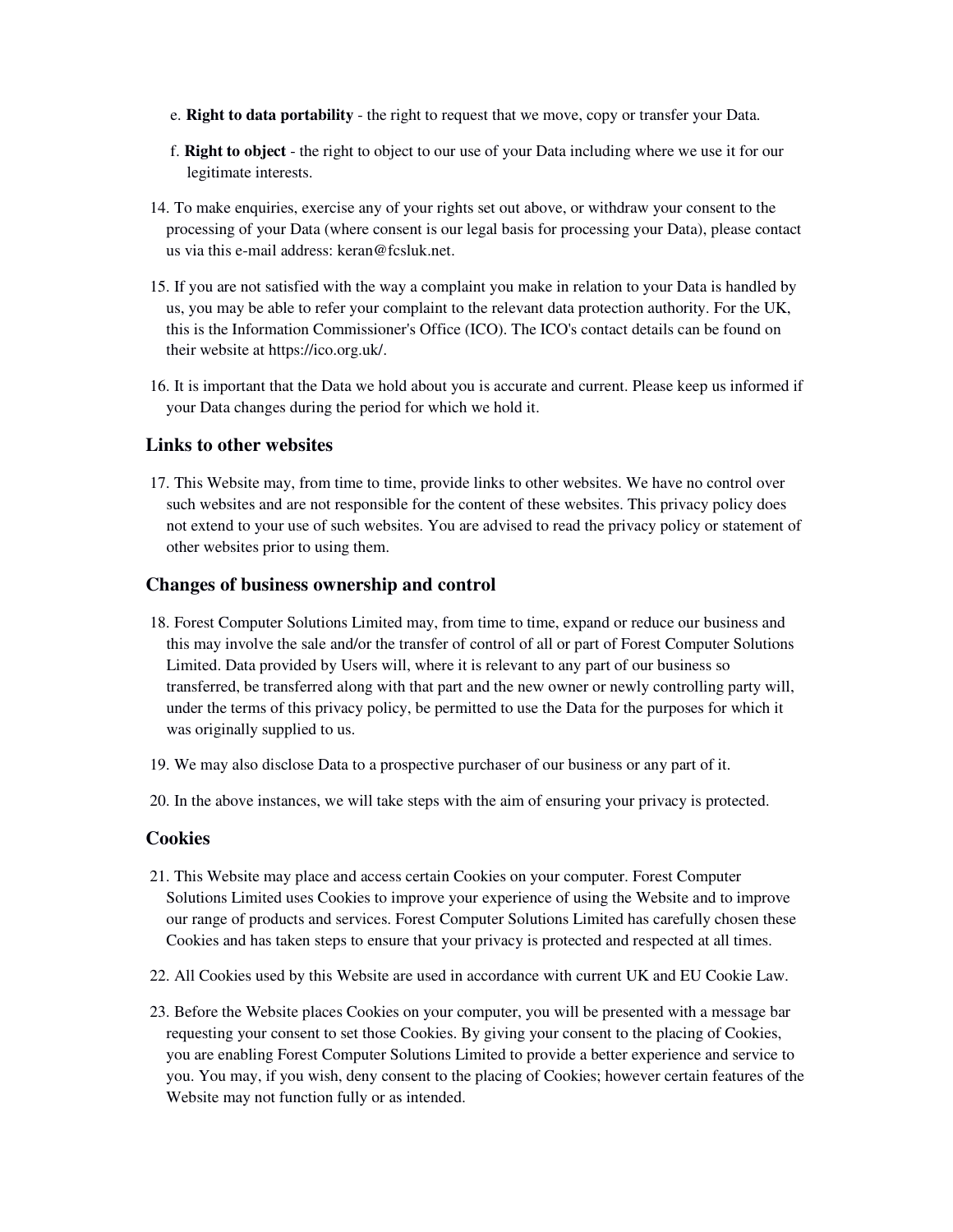e. **Right to data portability** - the right to request that we move, copy or transfer your Data.

f. **Right to object** - the right to object to our use of your Data including where we use it for our legitimate interests.

14. To make enquiries, exercise any of your rights set out above, or withdraw your consent to the processing of your Data (where consent is our legal basis for processing your Data), please contact us via this e-mail address: keran@fcsluk.net.

15. If you are not satisfied with the way a complaint you make in relation to your Data is handled by us, you may be able to refer your complaint to the relevant data protection authority. For the UK, this is the Information Commissioner's Office (ICO). The ICO's contact details can be found on their website at https://ico.org.uk/.

16. It is important that the Data we hold about you is accurate and current. Please keep us informed if your Data changes during the period for which we hold it.

### Links to other websites

17. This Website may, from time to time, provide links to other websites. We have no control over such websites and are not responsible for the content of these websites. This privacy policy does not extend to your use of such websites. You are advised to read the privacy policy or statement of other websites prior to using them.

### Changes of business ownership and control

18. Forest Computer Solutions Limited may, from time to time, expand or reduce our business and this may involve the sale and/or the transfer of control of all or part of Forest Computer Solutions Limited. Data provided by Users will, where it is relevant to any part of our business so transferred, be transferred along with that part and the new owner or newly controlling party will, under the terms of this privacy policy, be permitted to use the Data for the purposes for which it was originally supplied to us.

19. We may also disclose Data to a prospective purchaser of our business or any part of it.

20. In the above instances, we will take steps with the aim of ensuring your privacy is protected.

### Cookies

21. This Website may place and access certain Cookies on your computer. Forest Computer Solutions Limited uses Cookies to improve your experience of using the Website and to improve our range of products and services. Forest Computer Solutions Limited has carefully chosen these Cookies and has taken steps to ensure that your privacy is protected and respected at all times.

22. All Cookies used by this Website are used in accordance with current UK and EU Cookie Law.

23. Before the Website places Cookies on your computer, you will be presented with a message bar requesting your consent to set those Cookies. By giving your consent to the placing of Cookies, you are enabling Forest Computer Solutions Limited to provide a better experience and service to you. You may, if you wish, deny consent to the placing of Cookies; however certain features of the Website may not function fully or as intended.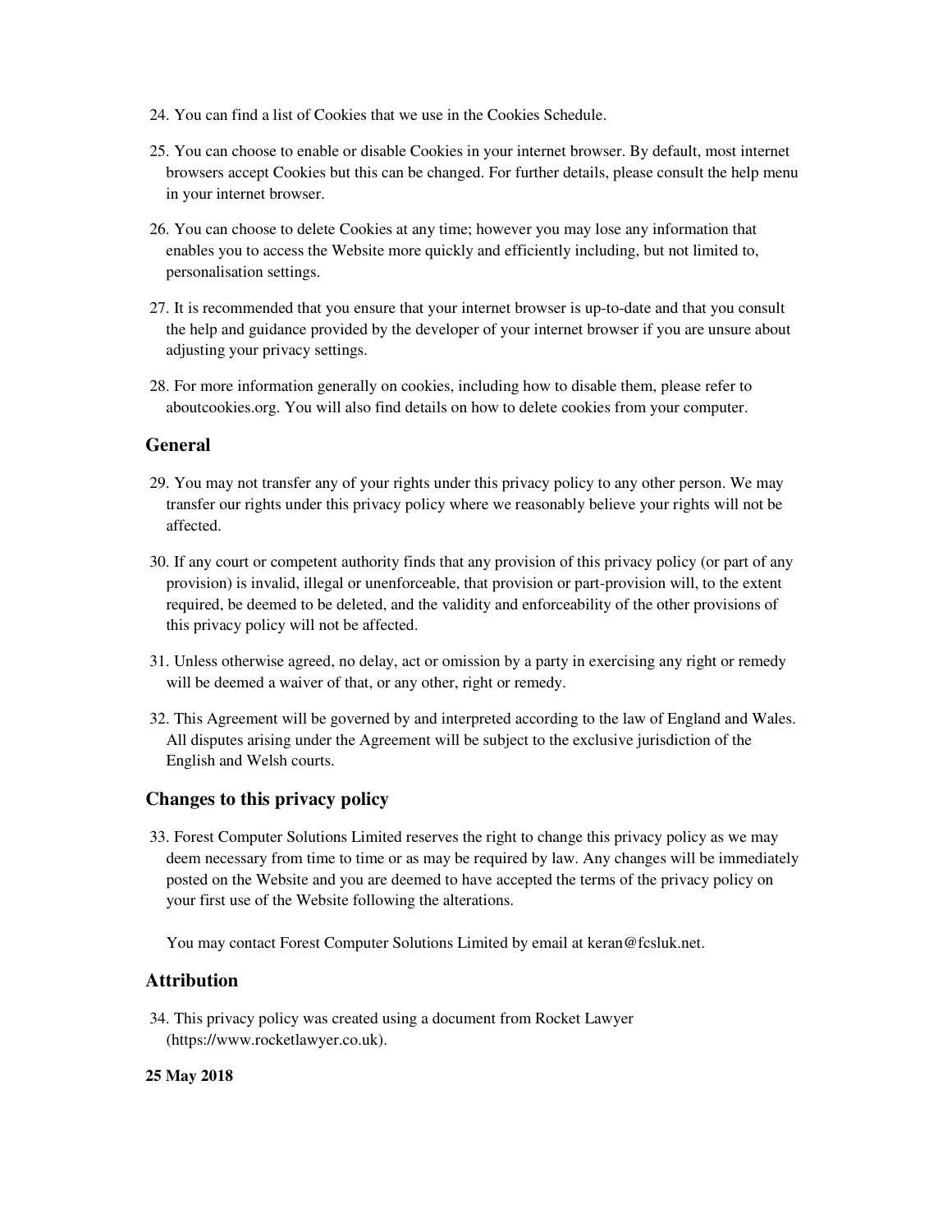24. You can find a list of Cookies that we use in the Cookies Schedule.

25. You can choose to enable or disable Cookies in your internet browser. By default, most internet browsers accept Cookies but this can be changed. For further details, please consult the help menu in your internet browser.

26. You can choose to delete Cookies at any time; however you may lose any information that enables you to access the Website more quickly and efficiently including, but not limited to, personalisation settings.

27. It is recommended that you ensure that your internet browser is up-to-date and that you consult the help and guidance provided by the developer of your internet browser if you are unsure about adjusting your privacy settings.

28. For more information generally on cookies, including how to disable them, please refer to aboutcookies.org. You will also find details on how to delete cookies from your computer.

### General

29. You may not transfer any of your rights under this privacy policy to any other person. We may transfer our rights under this privacy policy where we reasonably believe your rights will not be affected.

30. If any court or competent authority finds that any provision of this privacy policy (or part of any provision) is invalid, illegal or unenforceable, that provision or part-provision will, to the extent required, be deemed to be deleted, and the validity and enforceability of the other provisions of this privacy policy will not be affected.

31. Unless otherwise agreed, no delay, act or omission by a party in exercising any right or remedy will be deemed a waiver of that, or any other, right or remedy.

32. This Agreement will be governed by and interpreted according to the law of England and Wales. All disputes arising under the Agreement will be subject to the exclusive jurisdiction of the English and Welsh courts.

### Changes to this privacy policy

33. Forest Computer Solutions Limited reserves the right to change this privacy policy as we may deem necessary from time to time or as may be required by law. Any changes will be immediately posted on the Website and you are deemed to have accepted the terms of the privacy policy on your first use of the Website following the alterations.

    You may contact Forest Computer Solutions Limited by email at keran@fcsluk.net.

### Attribution

34. This privacy policy was created using a document from Rocket Lawyer (https://www.rocketlawyer.co.uk).

**25 May 2018**